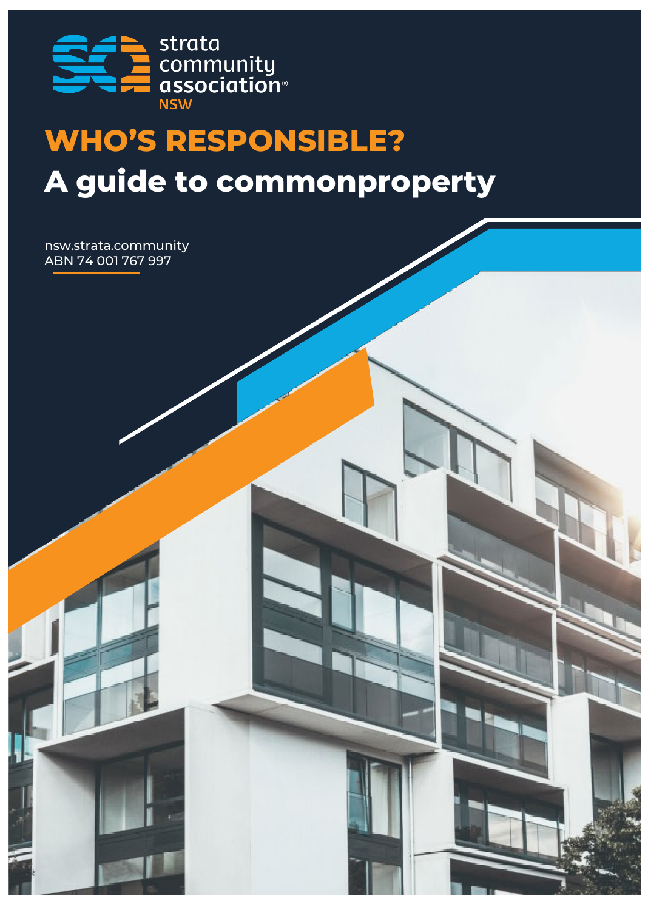strata community association® NSW

# WHO'S RESPONSIBLE?

## A guide to commonproperty

nsw.strata.community
ABN 74 001 767 997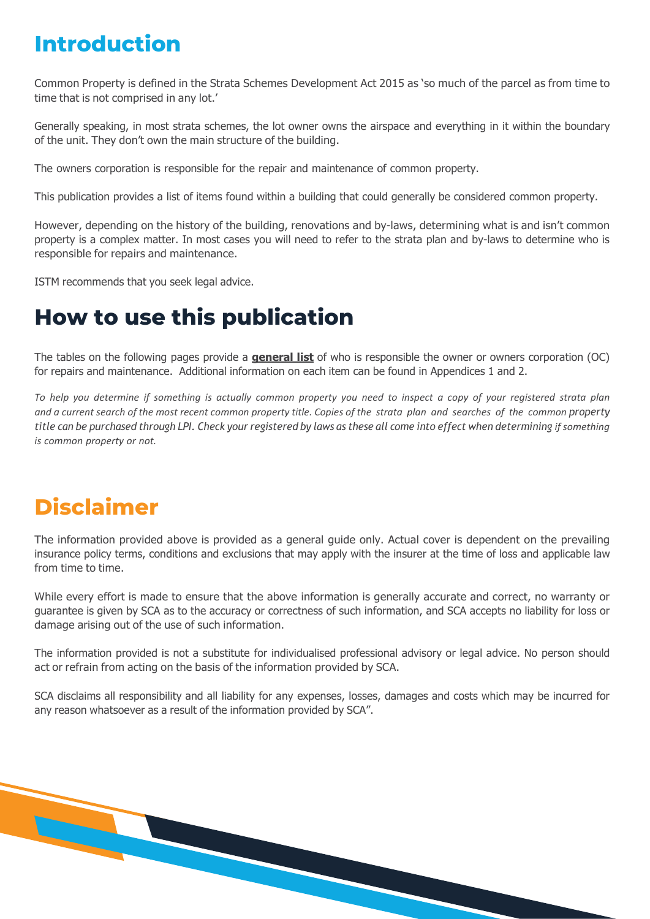# Introduction

Common Property is defined in the Strata Schemes Development Act 2015 as 'so much of the parcel as from time to time that is not comprised in any lot.'

Generally speaking, in most strata schemes, the lot owner owns the airspace and everything in it within the boundary of the unit. They don't own the main structure of the building.

The owners corporation is responsible for the repair and maintenance of common property.

This publication provides a list of items found within a building that could generally be considered common property.

However, depending on the history of the building, renovations and by-laws, determining what is and isn't common property is a complex matter. In most cases you will need to refer to the strata plan and by-laws to determine who is responsible for repairs and maintenance.

ISTM recommends that you seek legal advice.

# How to use this publication

The tables on the following pages provide a **general list** of who is responsible the owner or owners corporation (OC) for repairs and maintenance. Additional information on each item can be found in Appendices 1 and 2.

*To help you determine if something is actually common property you need to inspect a copy of your registered strata plan and a current search of the most recent common property title. Copies of the strata plan and searches of the common property title can be purchased through LPI. Check your registered by laws as these all come into effect when determining if something is common property or not.*

# Disclaimer

The information provided above is provided as a general guide only. Actual cover is dependent on the prevailing insurance policy terms, conditions and exclusions that may apply with the insurer at the time of loss and applicable law from time to time.

While every effort is made to ensure that the above information is generally accurate and correct, no warranty or guarantee is given by SCA as to the accuracy or correctness of such information, and SCA accepts no liability for loss or damage arising out of the use of such information.

The information provided is not a substitute for individualised professional advisory or legal advice. No person should act or refrain from acting on the basis of the information provided by SCA.

SCA disclaims all responsibility and all liability for any expenses, losses, damages and costs which may be incurred for any reason whatsoever as a result of the information provided by SCA".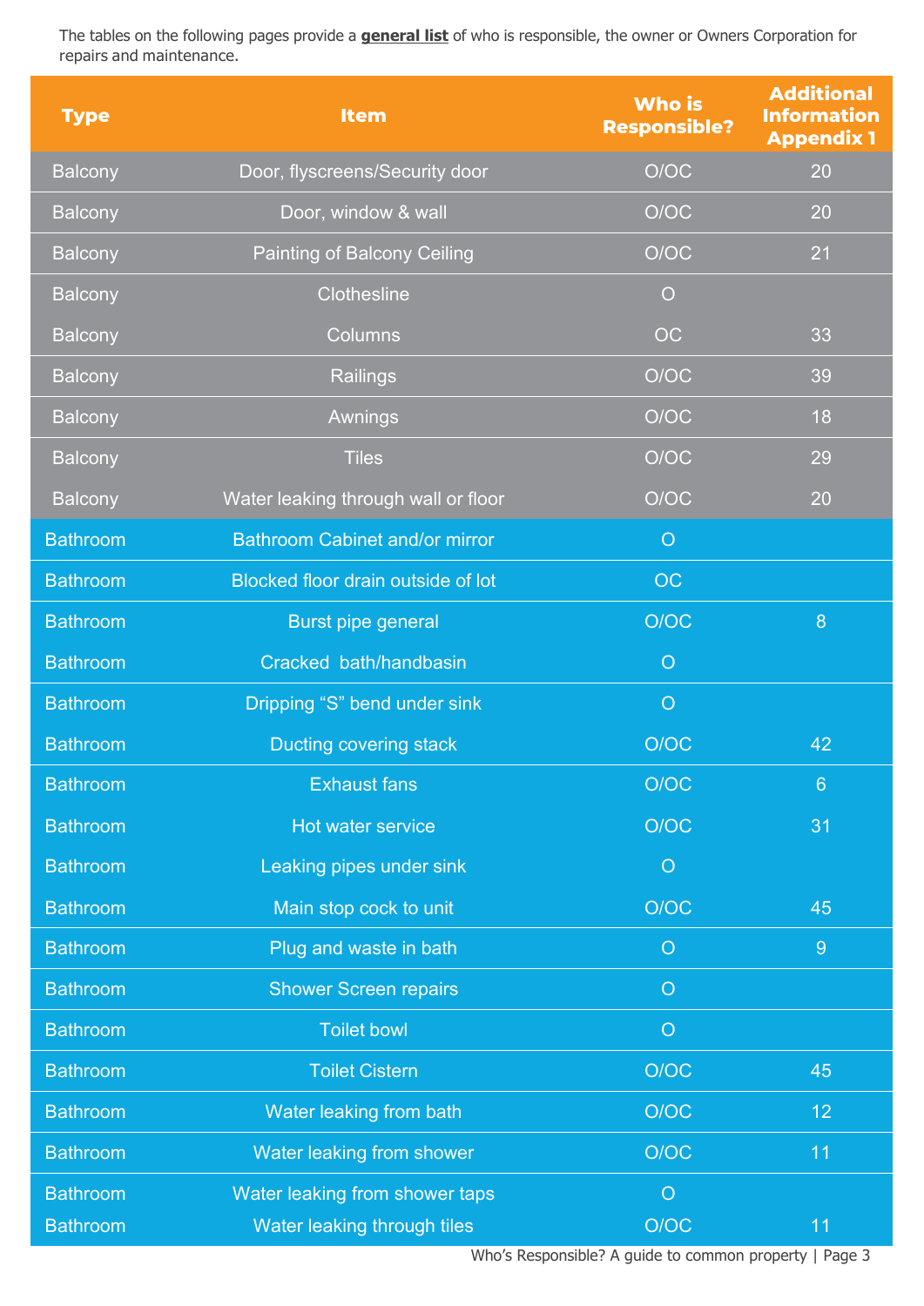The tables on the following pages provide a **general list** of who is responsible, the owner or Owners Corporation for repairs and maintenance.

| Type | Item | Who is Responsible? | Additional Information Appendix 1 |
|---|---|---|---|
| Balcony | Door, flyscreens/Security door | O/OC | 20 |
| Balcony | Door, window & wall | O/OC | 20 |
| Balcony | Painting of Balcony Ceiling | O/OC | 21 |
| Balcony | Clothesline | O | |
| Balcony | Columns | OC | 33 |
| Balcony | Railings | O/OC | 39 |
| Balcony | Awnings | O/OC | 18 |
| Balcony | Tiles | O/OC | 29 |
| Balcony | Water leaking through wall or floor | O/OC | 20 |
| Bathroom | Bathroom Cabinet and/or mirror | O | |
| Bathroom | Blocked floor drain outside of lot | OC | |
| Bathroom | Burst pipe general | O/OC | 8 |
| Bathroom | Cracked bath/handbasin | O | |
| Bathroom | Dripping "S" bend under sink | O | |
| Bathroom | Ducting covering stack | O/OC | 42 |
| Bathroom | Exhaust fans | O/OC | 6 |
| Bathroom | Hot water service | O/OC | 31 |
| Bathroom | Leaking pipes under sink | O | |
| Bathroom | Main stop cock to unit | O/OC | 45 |
| Bathroom | Plug and waste in bath | O | 9 |
| Bathroom | Shower Screen repairs | O | |
| Bathroom | Toilet bowl | O | |
| Bathroom | Toilet Cistern | O/OC | 45 |
| Bathroom | Water leaking from bath | O/OC | 12 |
| Bathroom | Water leaking from shower | O/OC | 11 |
| Bathroom | Water leaking from shower taps | O | |
| Bathroom | Water leaking through tiles | O/OC | 11 |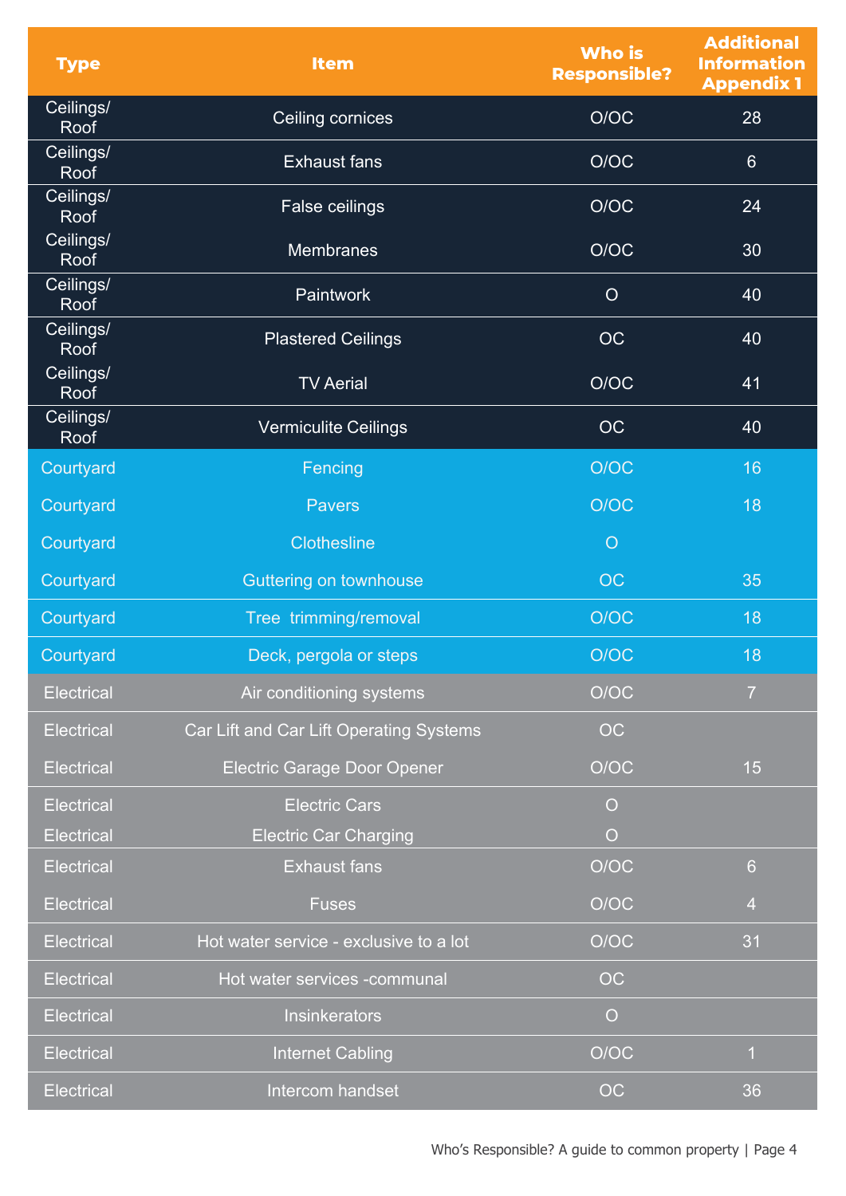| Type | Item | Who is Responsible? | Additional Information Appendix 1 |
|---|---|---|---|
| Ceilings/ Roof | Ceiling cornices | O/OC | 28 |
| Ceilings/ Roof | Exhaust fans | O/OC | 6 |
| Ceilings/ Roof | False ceilings | O/OC | 24 |
| Ceilings/ Roof | Membranes | O/OC | 30 |
| Ceilings/ Roof | Paintwork | O | 40 |
| Ceilings/ Roof | Plastered Ceilings | OC | 40 |
| Ceilings/ Roof | TV Aerial | O/OC | 41 |
| Ceilings/ Roof | Vermiculite Ceilings | OC | 40 |
| Courtyard | Fencing | O/OC | 16 |
| Courtyard | Pavers | O/OC | 18 |
| Courtyard | Clothesline | O | |
| Courtyard | Guttering on townhouse | OC | 35 |
| Courtyard | Tree trimming/removal | O/OC | 18 |
| Courtyard | Deck, pergola or steps | O/OC | 18 |
| Electrical | Air conditioning systems | O/OC | 7 |
| Electrical | Car Lift and Car Lift Operating Systems | OC | |
| Electrical | Electric Garage Door Opener | O/OC | 15 |
| Electrical | Electric Cars | O | |
| Electrical | Electric Car Charging | O | |
| Electrical | Exhaust fans | O/OC | 6 |
| Electrical | Fuses | O/OC | 4 |
| Electrical | Hot water service - exclusive to a lot | O/OC | 31 |
| Electrical | Hot water services -communal | OC | |
| Electrical | Insinkerators | O | |
| Electrical | Internet Cabling | O/OC | 1 |
| Electrical | Intercom handset | OC | 36 |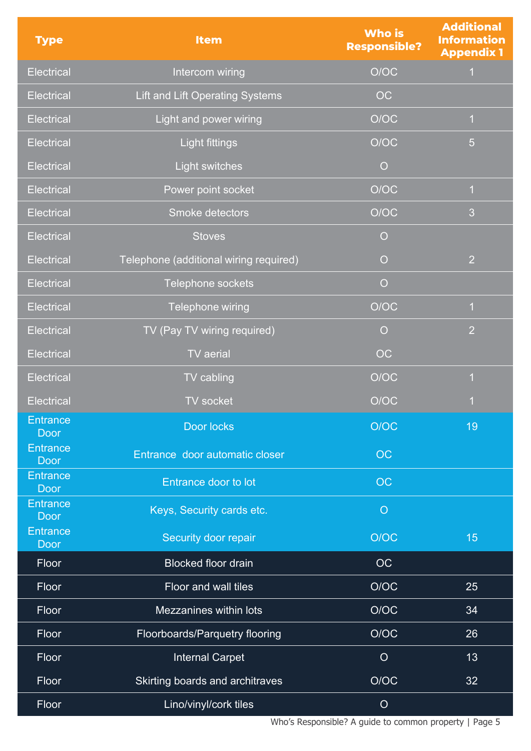| Type | Item | Who is Responsible? | Additional Information Appendix 1 |
|---|---|---|---|
| Electrical | Intercom wiring | O/OC | 1 |
| Electrical | Lift and Lift Operating Systems | OC | |
| Electrical | Light and power wiring | O/OC | 1 |
| Electrical | Light fittings | O/OC | 5 |
| Electrical | Light switches | O | |
| Electrical | Power point socket | O/OC | 1 |
| Electrical | Smoke detectors | O/OC | 3 |
| Electrical | Stoves | O | |
| Electrical | Telephone (additional wiring required) | O | 2 |
| Electrical | Telephone sockets | O | |
| Electrical | Telephone wiring | O/OC | 1 |
| Electrical | TV (Pay TV wiring required) | O | 2 |
| Electrical | TV aerial | OC | |
| Electrical | TV cabling | O/OC | 1 |
| Electrical | TV socket | O/OC | 1 |
| Entrance Door | Door locks | O/OC | 19 |
| Entrance Door | Entrance door automatic closer | OC | |
| Entrance Door | Entrance door to lot | OC | |
| Entrance Door | Keys, Security cards etc. | O | |
| Entrance Door | Security door repair | O/OC | 15 |
| Floor | Blocked floor drain | OC | |
| Floor | Floor and wall tiles | O/OC | 25 |
| Floor | Mezzanines within lots | O/OC | 34 |
| Floor | Floorboards/Parquetry flooring | O/OC | 26 |
| Floor | Internal Carpet | O | 13 |
| Floor | Skirting boards and architraves | O/OC | 32 |
| Floor | Lino/vinyl/cork tiles | O | |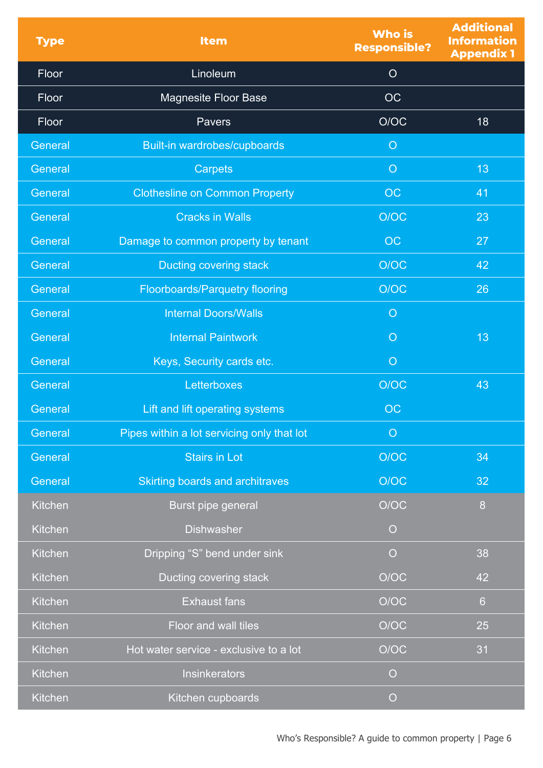| Type | Item | Who is Responsible? | Additional Information Appendix 1 |
|---|---|---|---|
| Floor | Linoleum | O | |
| Floor | Magnesite Floor Base | OC | |
| Floor | Pavers | O/OC | 18 |
| General | Built-in wardrobes/cupboards | O | |
| General | Carpets | O | 13 |
| General | Clothesline on Common Property | OC | 41 |
| General | Cracks in Walls | O/OC | 23 |
| General | Damage to common property by tenant | OC | 27 |
| General | Ducting covering stack | O/OC | 42 |
| General | Floorboards/Parquetry flooring | O/OC | 26 |
| General | Internal Doors/Walls | O | |
| General | Internal Paintwork | O | 13 |
| General | Keys, Security cards etc. | O | |
| General | Letterboxes | O/OC | 43 |
| General | Lift and lift operating systems | OC | |
| General | Pipes within a lot servicing only that lot | O | |
| General | Stairs in Lot | O/OC | 34 |
| General | Skirting boards and architraves | O/OC | 32 |
| Kitchen | Burst pipe general | O/OC | 8 |
| Kitchen | Dishwasher | O | |
| Kitchen | Dripping "S" bend under sink | O | 38 |
| Kitchen | Ducting covering stack | O/OC | 42 |
| Kitchen | Exhaust fans | O/OC | 6 |
| Kitchen | Floor and wall tiles | O/OC | 25 |
| Kitchen | Hot water service - exclusive to a lot | O/OC | 31 |
| Kitchen | Insinkerators | O | |
| Kitchen | Kitchen cupboards | O | |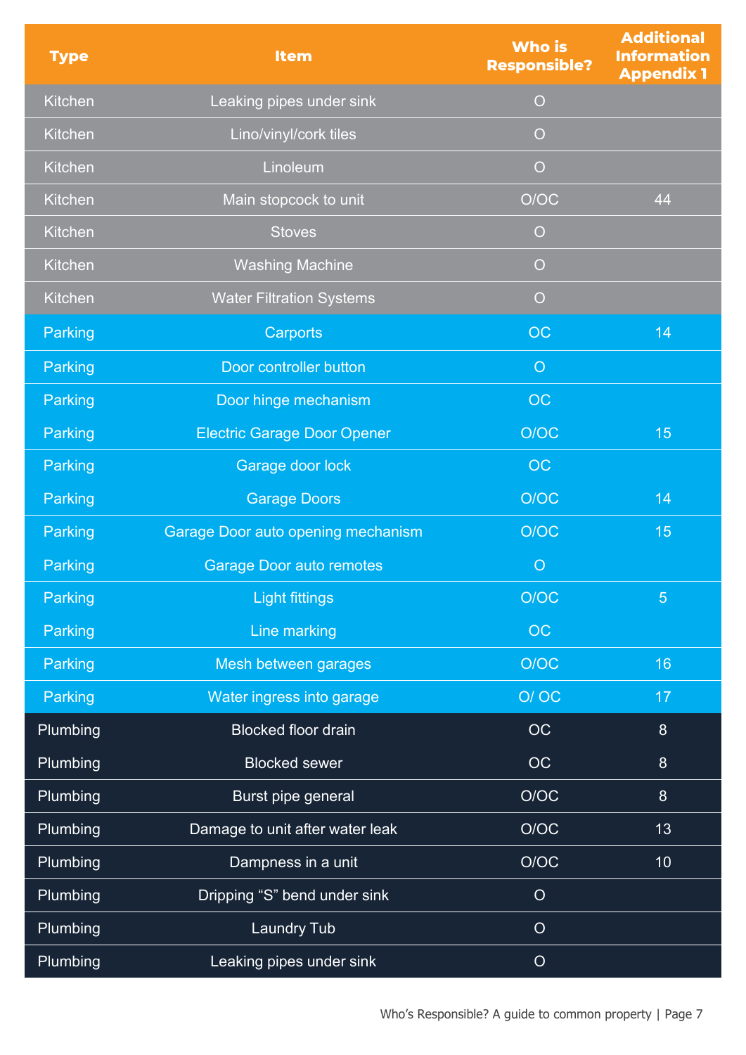| Type | Item | Who is Responsible? | Additional Information Appendix 1 |
|---|---|---|---|
| Kitchen | Leaking pipes under sink | O | |
| Kitchen | Lino/vinyl/cork tiles | O | |
| Kitchen | Linoleum | O | |
| Kitchen | Main stopcock to unit | O/OC | 44 |
| Kitchen | Stoves | O | |
| Kitchen | Washing Machine | O | |
| Kitchen | Water Filtration Systems | O | |
| Parking | Carports | OC | 14 |
| Parking | Door controller button | O | |
| Parking | Door hinge mechanism | OC | |
| Parking | Electric Garage Door Opener | O/OC | 15 |
| Parking | Garage door lock | OC | |
| Parking | Garage Doors | O/OC | 14 |
| Parking | Garage Door auto opening mechanism | O/OC | 15 |
| Parking | Garage Door auto remotes | O | |
| Parking | Light fittings | O/OC | 5 |
| Parking | Line marking | OC | |
| Parking | Mesh between garages | O/OC | 16 |
| Parking | Water ingress into garage | O/ OC | 17 |
| Plumbing | Blocked floor drain | OC | 8 |
| Plumbing | Blocked sewer | OC | 8 |
| Plumbing | Burst pipe general | O/OC | 8 |
| Plumbing | Damage to unit after water leak | O/OC | 13 |
| Plumbing | Dampness in a unit | O/OC | 10 |
| Plumbing | Dripping "S" bend under sink | O | |
| Plumbing | Laundry Tub | O | |
| Plumbing | Leaking pipes under sink | O | |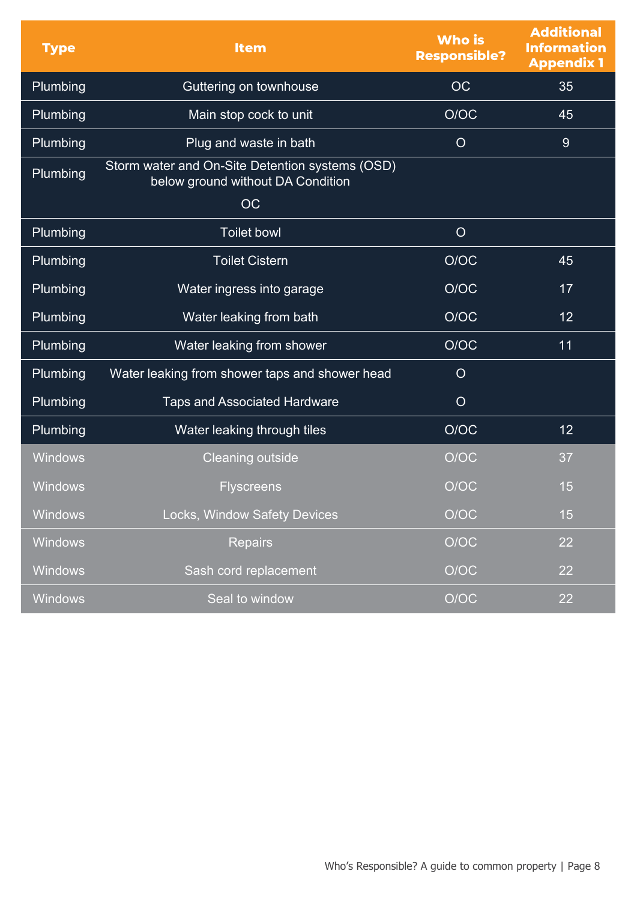| Type | Item | Who is Responsible? | Additional Information Appendix 1 |
| --- | --- | --- | --- |
| Plumbing | Guttering on townhouse | OC | 35 |
| Plumbing | Main stop cock to unit | O/OC | 45 |
| Plumbing | Plug and waste in bath | O | 9 |
| Plumbing | Storm water and On-Site Detention systems (OSD) below ground without DA Condition OC | | |
| Plumbing | Toilet bowl | O | |
| Plumbing | Toilet Cistern | O/OC | 45 |
| Plumbing | Water ingress into garage | O/OC | 17 |
| Plumbing | Water leaking from bath | O/OC | 12 |
| Plumbing | Water leaking from shower | O/OC | 11 |
| Plumbing | Water leaking from shower taps and shower head | O | |
| Plumbing | Taps and Associated Hardware | O | |
| Plumbing | Water leaking through tiles | O/OC | 12 |
| Windows | Cleaning outside | O/OC | 37 |
| Windows | Flyscreens | O/OC | 15 |
| Windows | Locks, Window Safety Devices | O/OC | 15 |
| Windows | Repairs | O/OC | 22 |
| Windows | Sash cord replacement | O/OC | 22 |
| Windows | Seal to window | O/OC | 22 |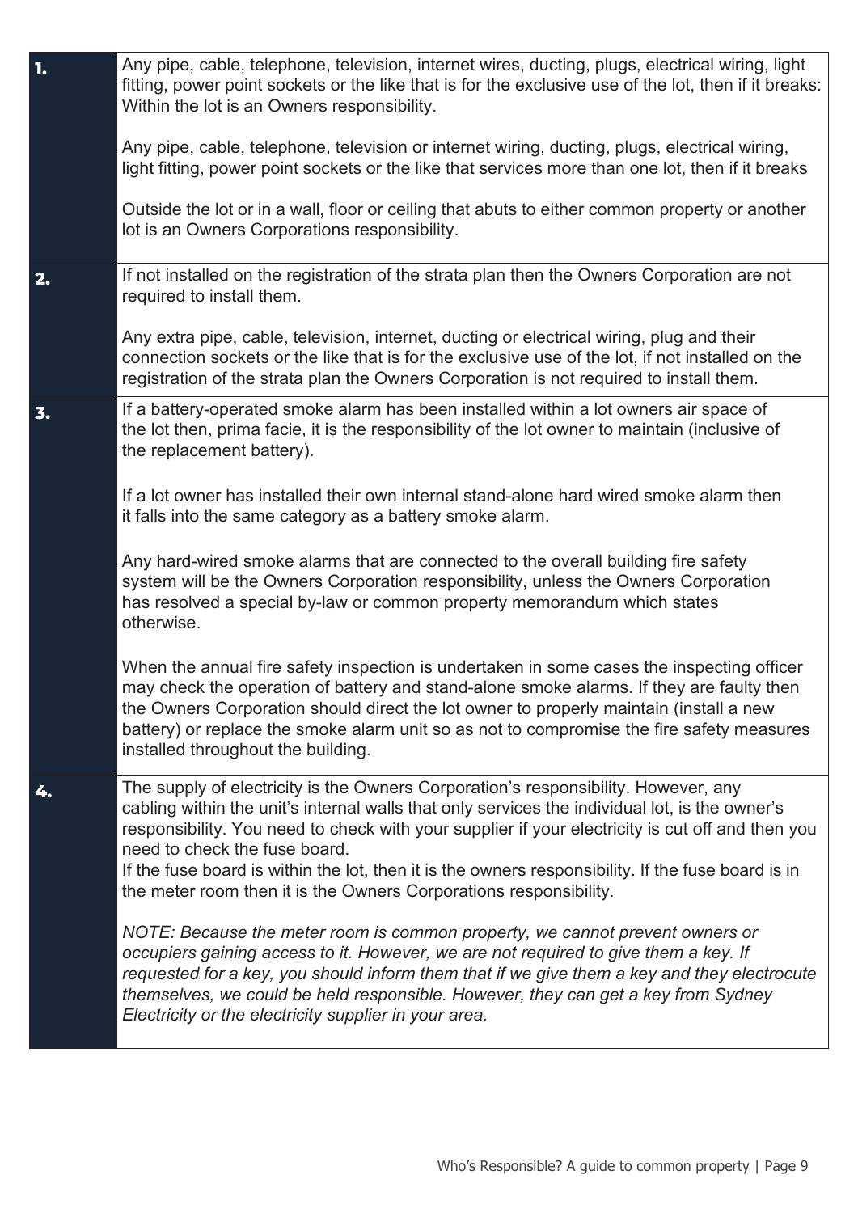| | |
|---|---|
| **1.** | Any pipe, cable, telephone, television, internet wires, ducting, plugs, electrical wiring, light fitting, power point sockets or the like that is for the exclusive use of the lot, then if it breaks: Within the lot is an Owners responsibility.<br><br>Any pipe, cable, telephone, television or internet wiring, ducting, plugs, electrical wiring, light fitting, power point sockets or the like that services more than one lot, then if it breaks<br><br>Outside the lot or in a wall, floor or ceiling that abuts to either common property or another lot is an Owners Corporations responsibility. |
| **2.** | If not installed on the registration of the strata plan then the Owners Corporation are not required to install them.<br><br>Any extra pipe, cable, television, internet, ducting or electrical wiring, plug and their connection sockets or the like that is for the exclusive use of the lot, if not installed on the registration of the strata plan the Owners Corporation is not required to install them. |
| **3.** | If a battery-operated smoke alarm has been installed within a lot owners air space of the lot then, prima facie, it is the responsibility of the lot owner to maintain (inclusive of the replacement battery).<br><br>If a lot owner has installed their own internal stand-alone hard wired smoke alarm then it falls into the same category as a battery smoke alarm.<br><br>Any hard-wired smoke alarms that are connected to the overall building fire safety system will be the Owners Corporation responsibility, unless the Owners Corporation has resolved a special by-law or common property memorandum which states otherwise.<br><br>When the annual fire safety inspection is undertaken in some cases the inspecting officer may check the operation of battery and stand-alone smoke alarms. If they are faulty then the Owners Corporation should direct the lot owner to properly maintain (install a new battery) or replace the smoke alarm unit so as not to compromise the fire safety measures installed throughout the building. |
| **4.** | The supply of electricity is the Owners Corporation's responsibility. However, any cabling within the unit's internal walls that only services the individual lot, is the owner's responsibility. You need to check with your supplier if your electricity is cut off and then you need to check the fuse board.<br>If the fuse board is within the lot, then it is the owners responsibility. If the fuse board is in the meter room then it is the Owners Corporations responsibility.<br><br>*NOTE: Because the meter room is common property, we cannot prevent owners or occupiers gaining access to it. However, we are not required to give them a key. If requested for a key, you should inform them that if we give them a key and they electrocute themselves, we could be held responsible. However, they can get a key from Sydney Electricity or the electricity supplier in your area.* |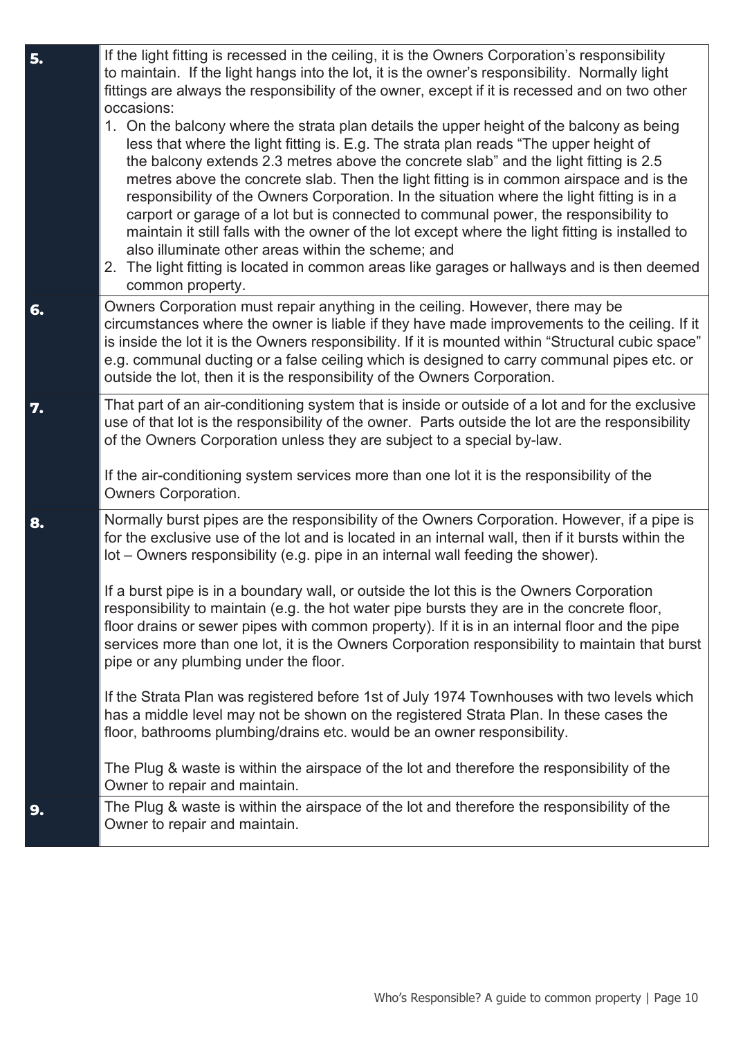| | |
|---|---|
| **5.** | If the light fitting is recessed in the ceiling, it is the Owners Corporation's responsibility to maintain. If the light hangs into the lot, it is the owner's responsibility. Normally light fittings are always the responsibility of the owner, except if it is recessed and on two other occasions:<br>1. On the balcony where the strata plan details the upper height of the balcony as being less that where the light fitting is. E.g. The strata plan reads "The upper height of the balcony extends 2.3 metres above the concrete slab" and the light fitting is 2.5 metres above the concrete slab. Then the light fitting is in common airspace and is the responsibility of the Owners Corporation. In the situation where the light fitting is in a carport or garage of a lot but is connected to communal power, the responsibility to maintain it still falls with the owner of the lot except where the light fitting is installed to also illuminate other areas within the scheme; and<br>2. The light fitting is located in common areas like garages or hallways and is then deemed common property. |
| **6.** | Owners Corporation must repair anything in the ceiling. However, there may be circumstances where the owner is liable if they have made improvements to the ceiling. If it is inside the lot it is the Owners responsibility. If it is mounted within "Structural cubic space" e.g. communal ducting or a false ceiling which is designed to carry communal pipes etc. or outside the lot, then it is the responsibility of the Owners Corporation. |
| **7.** | That part of an air-conditioning system that is inside or outside of a lot and for the exclusive use of that lot is the responsibility of the owner. Parts outside the lot are the responsibility of the Owners Corporation unless they are subject to a special by-law.<br><br>If the air-conditioning system services more than one lot it is the responsibility of the Owners Corporation. |
| **8.** | Normally burst pipes are the responsibility of the Owners Corporation. However, if a pipe is for the exclusive use of the lot and is located in an internal wall, then if it bursts within the lot – Owners responsibility (e.g. pipe in an internal wall feeding the shower).<br><br>If a burst pipe is in a boundary wall, or outside the lot this is the Owners Corporation responsibility to maintain (e.g. the hot water pipe bursts they are in the concrete floor, floor drains or sewer pipes with common property). If it is in an internal floor and the pipe services more than one lot, it is the Owners Corporation responsibility to maintain that burst pipe or any plumbing under the floor.<br><br>If the Strata Plan was registered before 1st of July 1974 Townhouses with two levels which has a middle level may not be shown on the registered Strata Plan. In these cases the floor, bathrooms plumbing/drains etc. would be an owner responsibility.<br><br>The Plug & waste is within the airspace of the lot and therefore the responsibility of the Owner to repair and maintain. |
| **9.** | The Plug & waste is within the airspace of the lot and therefore the responsibility of the Owner to repair and maintain. |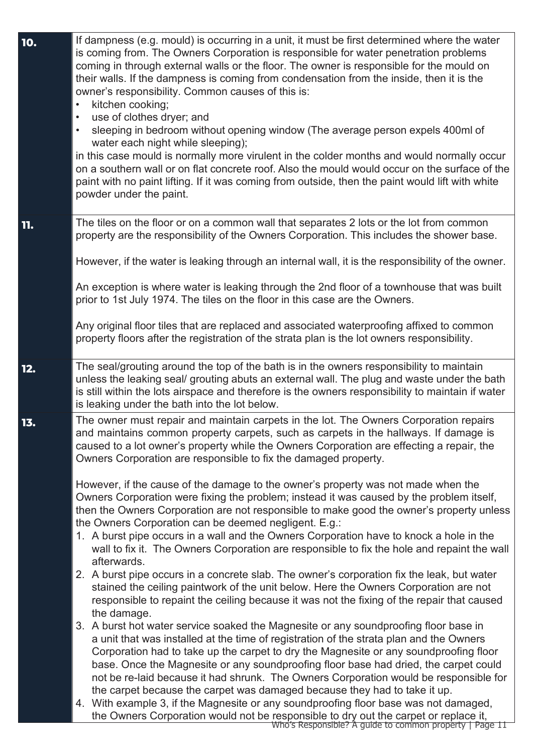| | |
|---|---|
| **10.** | If dampness (e.g. mould) is occurring in a unit, it must be first determined where the water is coming from. The Owners Corporation is responsible for water penetration problems coming in through external walls or the floor. The owner is responsible for the mould on their walls. If the dampness is coming from condensation from the inside, then it is the owner's responsibility. Common causes of this is:<br>• kitchen cooking;<br>• use of clothes dryer; and<br>• sleeping in bedroom without opening window (The average person expels 400ml of water each night while sleeping);<br>in this case mould is normally more virulent in the colder months and would normally occur on a southern wall or on flat concrete roof. Also the mould would occur on the surface of the paint with no paint lifting. If it was coming from outside, then the paint would lift with white powder under the paint. |
| **11.** | The tiles on the floor or on a common wall that separates 2 lots or the lot from common property are the responsibility of the Owners Corporation. This includes the shower base.<br><br>However, if the water is leaking through an internal wall, it is the responsibility of the owner.<br><br>An exception is where water is leaking through the 2nd floor of a townhouse that was built prior to 1st July 1974. The tiles on the floor in this case are the Owners.<br><br>Any original floor tiles that are replaced and associated waterproofing affixed to common property floors after the registration of the strata plan is the lot owners responsibility. |
| **12.** | The seal/grouting around the top of the bath is in the owners responsibility to maintain unless the leaking seal/ grouting abuts an external wall. The plug and waste under the bath is still within the lots airspace and therefore is the owners responsibility to maintain if water is leaking under the bath into the lot below. |
| **13.** | The owner must repair and maintain carpets in the lot. The Owners Corporation repairs and maintains common property carpets, such as carpets in the hallways. If damage is caused to a lot owner's property while the Owners Corporation are effecting a repair, the Owners Corporation are responsible to fix the damaged property.<br><br>However, if the cause of the damage to the owner's property was not made when the Owners Corporation were fixing the problem; instead it was caused by the problem itself, then the Owners Corporation are not responsible to make good the owner's property unless the Owners Corporation can be deemed negligent. E.g.:<br>1. A burst pipe occurs in a wall and the Owners Corporation have to knock a hole in the wall to fix it. The Owners Corporation are responsible to fix the hole and repaint the wall afterwards.<br>2. A burst pipe occurs in a concrete slab. The owner's corporation fix the leak, but water stained the ceiling paintwork of the unit below. Here the Owners Corporation are not responsible to repaint the ceiling because it was not the fixing of the repair that caused the damage.<br>3. A burst hot water service soaked the Magnesite or any soundproofing floor base in a unit that was installed at the time of registration of the strata plan and the Owners Corporation had to take up the carpet to dry the Magnesite or any soundproofing floor base. Once the Magnesite or any soundproofing floor base had dried, the carpet could not be re-laid because it had shrunk. The Owners Corporation would be responsible for the carpet because the carpet was damaged because they had to take it up.<br>4. With example 3, if the Magnesite or any soundproofing floor base was not damaged, the Owners Corporation would not be responsible to dry out the carpet or replace it, |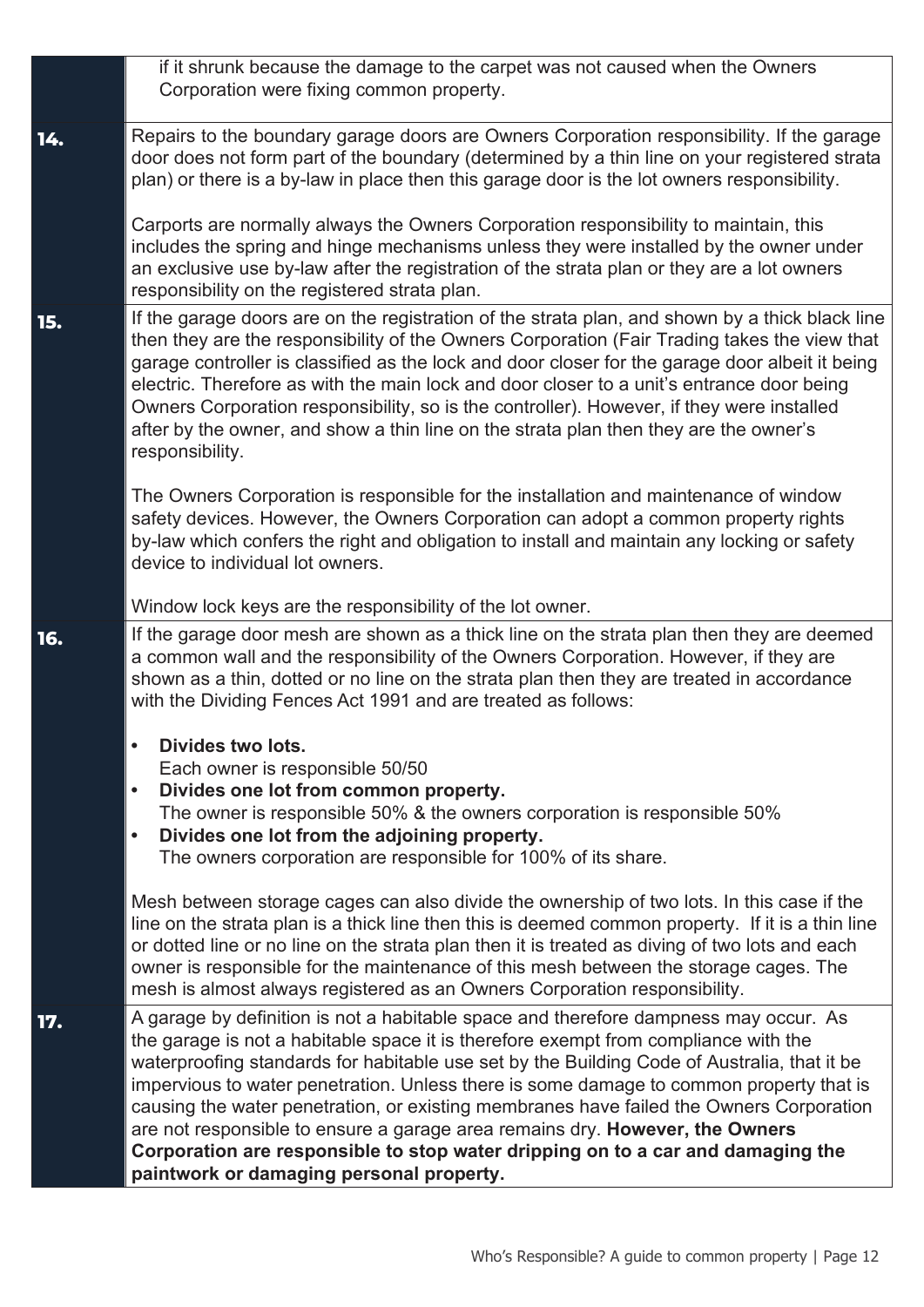| | |
|---|---|
| | if it shrunk because the damage to the carpet was not caused when the Owners Corporation were fixing common property. |
| **14.** | Repairs to the boundary garage doors are Owners Corporation responsibility. If the garage door does not form part of the boundary (determined by a thin line on your registered strata plan) or there is a by-law in place then this garage door is the lot owners responsibility.<br><br>Carports are normally always the Owners Corporation responsibility to maintain, this includes the spring and hinge mechanisms unless they were installed by the owner under an exclusive use by-law after the registration of the strata plan or they are a lot owners responsibility on the registered strata plan. |
| **15.** | If the garage doors are on the registration of the strata plan, and shown by a thick black line then they are the responsibility of the Owners Corporation (Fair Trading takes the view that garage controller is classified as the lock and door closer for the garage door albeit it being electric. Therefore as with the main lock and door closer to a unit's entrance door being Owners Corporation responsibility, so is the controller). However, if they were installed after by the owner, and show a thin line on the strata plan then they are the owner's responsibility.<br><br>The Owners Corporation is responsible for the installation and maintenance of window safety devices. However, the Owners Corporation can adopt a common property rights by-law which confers the right and obligation to install and maintain any locking or safety device to individual lot owners.<br><br>Window lock keys are the responsibility of the lot owner. |
| **16.** | If the garage door mesh are shown as a thick line on the strata plan then they are deemed a common wall and the responsibility of the Owners Corporation. However, if they are shown as a thin, dotted or no line on the strata plan then they are treated in accordance with the Dividing Fences Act 1991 and are treated as follows:<br><br>• **Divides two lots.**<br>Each owner is responsible 50/50<br>• **Divides one lot from common property.**<br>The owner is responsible 50% & the owners corporation is responsible 50%<br>• **Divides one lot from the adjoining property.**<br>The owners corporation are responsible for 100% of its share.<br><br>Mesh between storage cages can also divide the ownership of two lots. In this case if the line on the strata plan is a thick line then this is deemed common property. If it is a thin line or dotted line or no line on the strata plan then it is treated as diving of two lots and each owner is responsible for the maintenance of this mesh between the storage cages. The mesh is almost always registered as an Owners Corporation responsibility. |
| **17.** | A garage by definition is not a habitable space and therefore dampness may occur. As the garage is not a habitable space it is therefore exempt from compliance with the waterproofing standards for habitable use set by the Building Code of Australia, that it be impervious to water penetration. Unless there is some damage to common property that is causing the water penetration, or existing membranes have failed the Owners Corporation are not responsible to ensure a garage area remains dry. **However, the Owners Corporation are responsible to stop water dripping on to a car and damaging the paintwork or damaging personal property.** |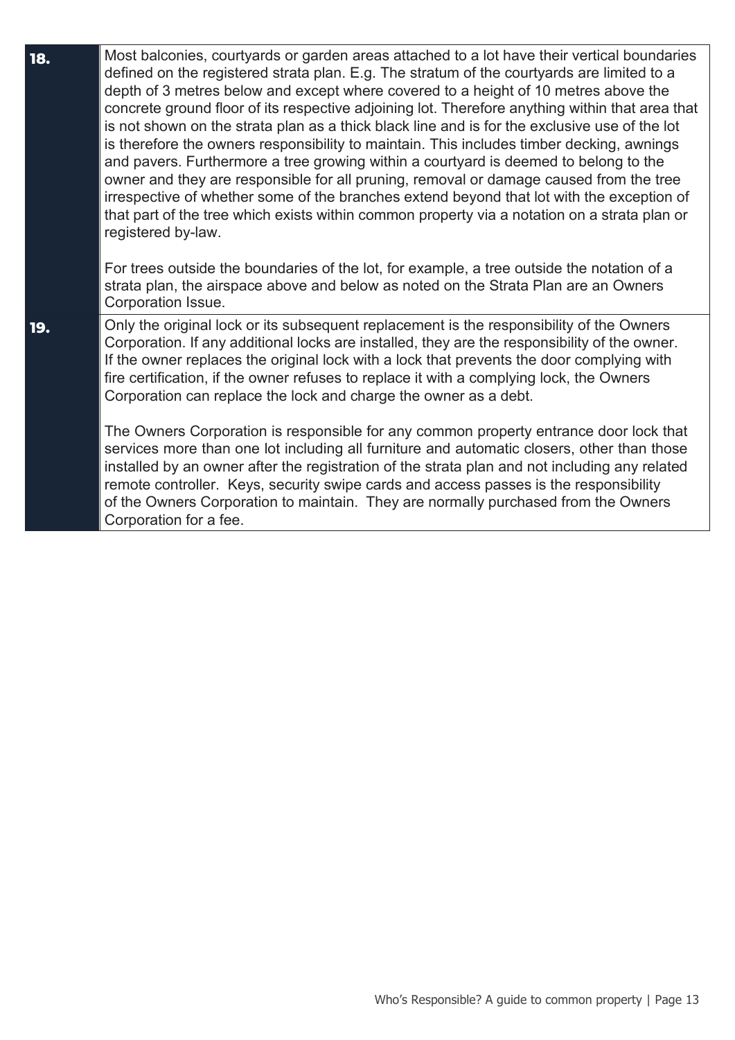| | |
|---|---|
| **18.** | Most balconies, courtyards or garden areas attached to a lot have their vertical boundaries defined on the registered strata plan. E.g. The stratum of the courtyards are limited to a depth of 3 metres below and except where covered to a height of 10 metres above the concrete ground floor of its respective adjoining lot. Therefore anything within that area that is not shown on the strata plan as a thick black line and is for the exclusive use of the lot is therefore the owners responsibility to maintain. This includes timber decking, awnings and pavers. Furthermore a tree growing within a courtyard is deemed to belong to the owner and they are responsible for all pruning, removal or damage caused from the tree irrespective of whether some of the branches extend beyond that lot with the exception of that part of the tree which exists within common property via a notation on a strata plan or registered by-law.<br><br>For trees outside the boundaries of the lot, for example, a tree outside the notation of a strata plan, the airspace above and below as noted on the Strata Plan are an Owners Corporation Issue. |
| **19.** | Only the original lock or its subsequent replacement is the responsibility of the Owners Corporation. If any additional locks are installed, they are the responsibility of the owner. If the owner replaces the original lock with a lock that prevents the door complying with fire certification, if the owner refuses to replace it with a complying lock, the Owners Corporation can replace the lock and charge the owner as a debt.<br><br>The Owners Corporation is responsible for any common property entrance door lock that services more than one lot including all furniture and automatic closers, other than those installed by an owner after the registration of the strata plan and not including any related remote controller. Keys, security swipe cards and access passes is the responsibility of the Owners Corporation to maintain. They are normally purchased from the Owners Corporation for a fee. |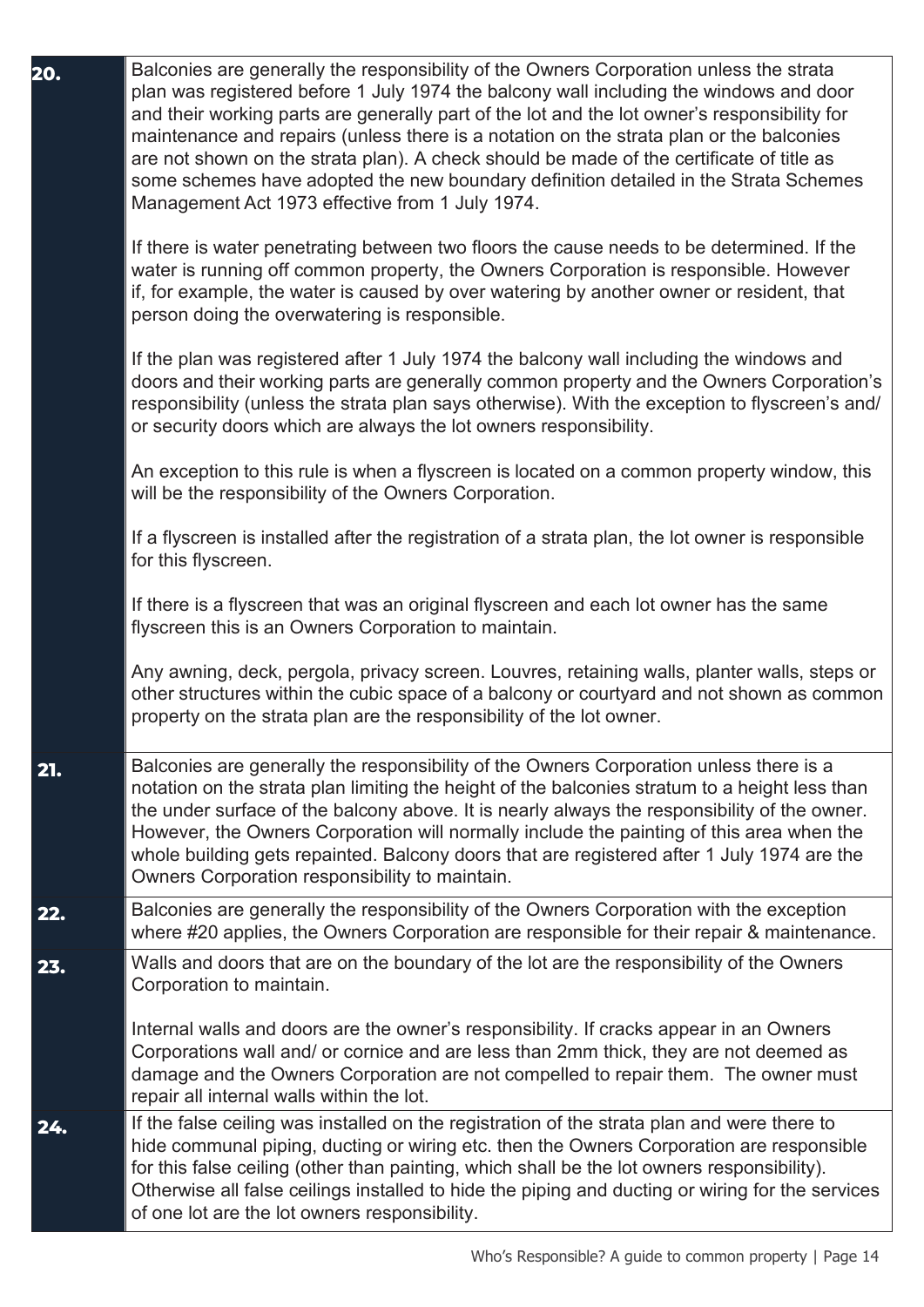| | |
|---|---|
| **20.** | Balconies are generally the responsibility of the Owners Corporation unless the strata plan was registered before 1 July 1974 the balcony wall including the windows and door and their working parts are generally part of the lot and the lot owner's responsibility for maintenance and repairs (unless there is a notation on the strata plan or the balconies are not shown on the strata plan). A check should be made of the certificate of title as some schemes have adopted the new boundary definition detailed in the Strata Schemes Management Act 1973 effective from 1 July 1974.<br><br>If there is water penetrating between two floors the cause needs to be determined. If the water is running off common property, the Owners Corporation is responsible. However if, for example, the water is caused by over watering by another owner or resident, that person doing the overwatering is responsible.<br><br>If the plan was registered after 1 July 1974 the balcony wall including the windows and doors and their working parts are generally common property and the Owners Corporation's responsibility (unless the strata plan says otherwise). With the exception to flyscreen's and/ or security doors which are always the lot owners responsibility.<br><br>An exception to this rule is when a flyscreen is located on a common property window, this will be the responsibility of the Owners Corporation.<br><br>If a flyscreen is installed after the registration of a strata plan, the lot owner is responsible for this flyscreen.<br><br>If there is a flyscreen that was an original flyscreen and each lot owner has the same flyscreen this is an Owners Corporation to maintain.<br><br>Any awning, deck, pergola, privacy screen. Louvres, retaining walls, planter walls, steps or other structures within the cubic space of a balcony or courtyard and not shown as common property on the strata plan are the responsibility of the lot owner. |
| **21.** | Balconies are generally the responsibility of the Owners Corporation unless there is a notation on the strata plan limiting the height of the balconies stratum to a height less than the under surface of the balcony above. It is nearly always the responsibility of the owner. However, the Owners Corporation will normally include the painting of this area when the whole building gets repainted. Balcony doors that are registered after 1 July 1974 are the Owners Corporation responsibility to maintain. |
| **22.** | Balconies are generally the responsibility of the Owners Corporation with the exception where #20 applies, the Owners Corporation are responsible for their repair & maintenance. |
| **23.** | Walls and doors that are on the boundary of the lot are the responsibility of the Owners Corporation to maintain.<br><br>Internal walls and doors are the owner's responsibility. If cracks appear in an Owners Corporations wall and/ or cornice and are less than 2mm thick, they are not deemed as damage and the Owners Corporation are not compelled to repair them. The owner must repair all internal walls within the lot. |
| **24.** | If the false ceiling was installed on the registration of the strata plan and were there to hide communal piping, ducting or wiring etc. then the Owners Corporation are responsible for this false ceiling (other than painting, which shall be the lot owners responsibility). Otherwise all false ceilings installed to hide the piping and ducting or wiring for the services of one lot are the lot owners responsibility. |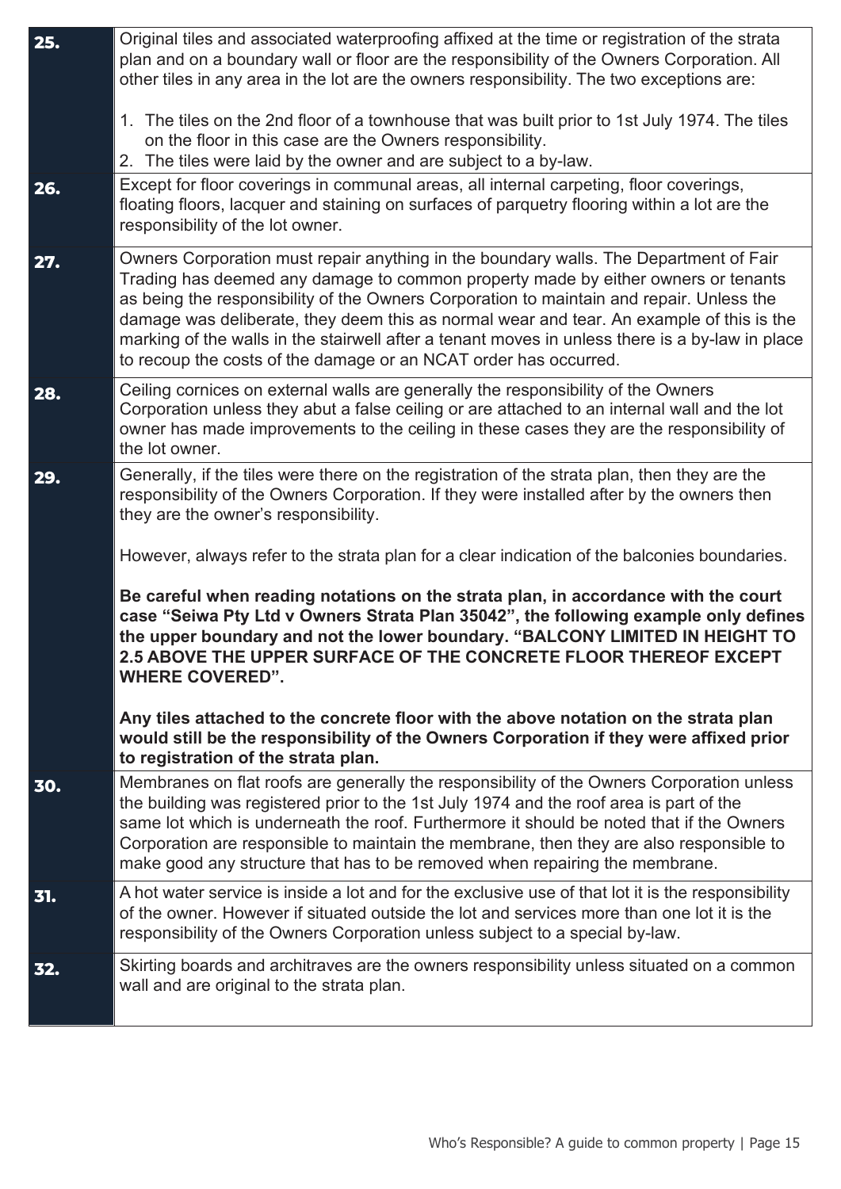| | |
|---|---|
| **25.** | Original tiles and associated waterproofing affixed at the time or registration of the strata plan and on a boundary wall or floor are the responsibility of the Owners Corporation. All other tiles in any area in the lot are the owners responsibility. The two exceptions are:<br><br>1. The tiles on the 2nd floor of a townhouse that was built prior to 1st July 1974. The tiles on the floor in this case are the Owners responsibility.<br>2. The tiles were laid by the owner and are subject to a by-law. |
| **26.** | Except for floor coverings in communal areas, all internal carpeting, floor coverings, floating floors, lacquer and staining on surfaces of parquetry flooring within a lot are the responsibility of the lot owner. |
| **27.** | Owners Corporation must repair anything in the boundary walls. The Department of Fair Trading has deemed any damage to common property made by either owners or tenants as being the responsibility of the Owners Corporation to maintain and repair. Unless the damage was deliberate, they deem this as normal wear and tear. An example of this is the marking of the walls in the stairwell after a tenant moves in unless there is a by-law in place to recoup the costs of the damage or an NCAT order has occurred. |
| **28.** | Ceiling cornices on external walls are generally the responsibility of the Owners Corporation unless they abut a false ceiling or are attached to an internal wall and the lot owner has made improvements to the ceiling in these cases they are the responsibility of the lot owner. |
| **29.** | Generally, if the tiles were there on the registration of the strata plan, then they are the responsibility of the Owners Corporation. If they were installed after by the owners then they are the owner's responsibility.<br><br>However, always refer to the strata plan for a clear indication of the balconies boundaries.<br><br>**Be careful when reading notations on the strata plan, in accordance with the court case "Seiwa Pty Ltd v Owners Strata Plan 35042", the following example only defines the upper boundary and not the lower boundary. "BALCONY LIMITED IN HEIGHT TO 2.5 ABOVE THE UPPER SURFACE OF THE CONCRETE FLOOR THEREOF EXCEPT WHERE COVERED".**<br><br>**Any tiles attached to the concrete floor with the above notation on the strata plan would still be the responsibility of the Owners Corporation if they were affixed prior to registration of the strata plan.** |
| **30.** | Membranes on flat roofs are generally the responsibility of the Owners Corporation unless the building was registered prior to the 1st July 1974 and the roof area is part of the same lot which is underneath the roof. Furthermore it should be noted that if the Owners Corporation are responsible to maintain the membrane, then they are also responsible to make good any structure that has to be removed when repairing the membrane. |
| **31.** | A hot water service is inside a lot and for the exclusive use of that lot it is the responsibility of the owner. However if situated outside the lot and services more than one lot it is the responsibility of the Owners Corporation unless subject to a special by-law. |
| **32.** | Skirting boards and architraves are the owners responsibility unless situated on a common wall and are original to the strata plan. |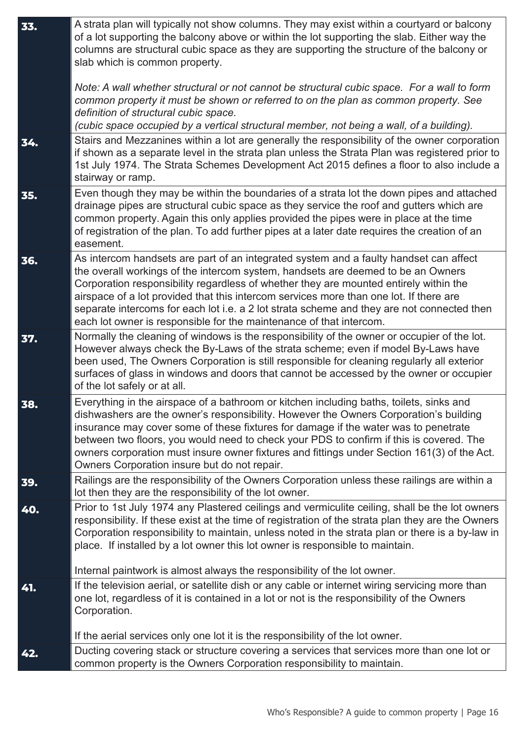| | |
|---|---|
| **33.** | A strata plan will typically not show columns. They may exist within a courtyard or balcony of a lot supporting the balcony above or within the lot supporting the slab. Either way the columns are structural cubic space as they are supporting the structure of the balcony or slab which is common property.<br><br>*Note: A wall whether structural or not cannot be structural cubic space. For a wall to form common property it must be shown or referred to on the plan as common property. See definition of structural cubic space.*<br>*(cubic space occupied by a vertical structural member, not being a wall, of a building).* |
| **34.** | Stairs and Mezzanines within a lot are generally the responsibility of the owner corporation if shown as a separate level in the strata plan unless the Strata Plan was registered prior to 1st July 1974. The Strata Schemes Development Act 2015 defines a floor to also include a stairway or ramp. |
| **35.** | Even though they may be within the boundaries of a strata lot the down pipes and attached drainage pipes are structural cubic space as they service the roof and gutters which are common property. Again this only applies provided the pipes were in place at the time of registration of the plan. To add further pipes at a later date requires the creation of an easement. |
| **36.** | As intercom handsets are part of an integrated system and a faulty handset can affect the overall workings of the intercom system, handsets are deemed to be an Owners Corporation responsibility regardless of whether they are mounted entirely within the airspace of a lot provided that this intercom services more than one lot. If there are separate intercoms for each lot i.e. a 2 lot strata scheme and they are not connected then each lot owner is responsible for the maintenance of that intercom. |
| **37.** | Normally the cleaning of windows is the responsibility of the owner or occupier of the lot. However always check the By-Laws of the strata scheme; even if model By-Laws have been used, The Owners Corporation is still responsible for cleaning regularly all exterior surfaces of glass in windows and doors that cannot be accessed by the owner or occupier of the lot safely or at all. |
| **38.** | Everything in the airspace of a bathroom or kitchen including baths, toilets, sinks and dishwashers are the owner's responsibility. However the Owners Corporation's building insurance may cover some of these fixtures for damage if the water was to penetrate between two floors, you would need to check your PDS to confirm if this is covered. The owners corporation must insure owner fixtures and fittings under Section 161(3) of the Act. Owners Corporation insure but do not repair. |
| **39.** | Railings are the responsibility of the Owners Corporation unless these railings are within a lot then they are the responsibility of the lot owner. |
| **40.** | Prior to 1st July 1974 any Plastered ceilings and vermiculite ceiling, shall be the lot owners responsibility. If these exist at the time of registration of the strata plan they are the Owners Corporation responsibility to maintain, unless noted in the strata plan or there is a by-law in place. If installed by a lot owner this lot owner is responsible to maintain.<br><br>Internal paintwork is almost always the responsibility of the lot owner. |
| **41.** | If the television aerial, or satellite dish or any cable or internet wiring servicing more than one lot, regardless of it is contained in a lot or not is the responsibility of the Owners Corporation.<br><br>If the aerial services only one lot it is the responsibility of the lot owner. |
| **42.** | Ducting covering stack or structure covering a services that services more than one lot or common property is the Owners Corporation responsibility to maintain. |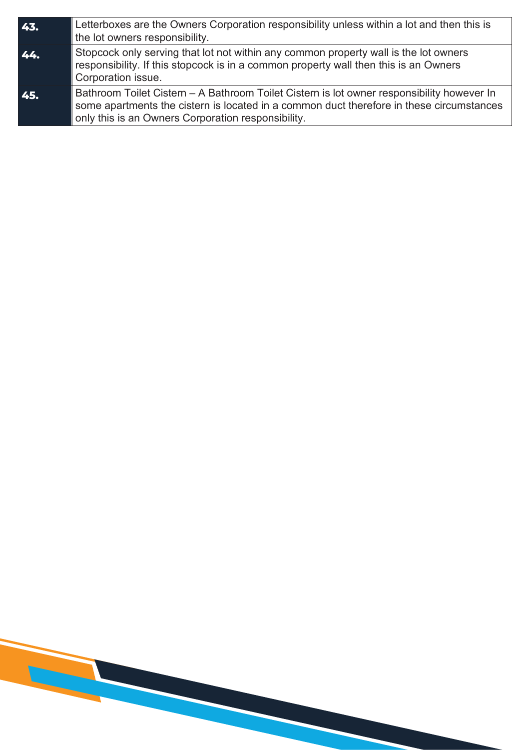| | |
|---|---|
| **43.** | Letterboxes are the Owners Corporation responsibility unless within a lot and then this is the lot owners responsibility. |
| **44.** | Stopcock only serving that lot not within any common property wall is the lot owners responsibility. If this stopcock is in a common property wall then this is an Owners Corporation issue. |
| **45.** | Bathroom Toilet Cistern – A Bathroom Toilet Cistern is lot owner responsibility however In some apartments the cistern is located in a common duct therefore in these circumstances only this is an Owners Corporation responsibility. |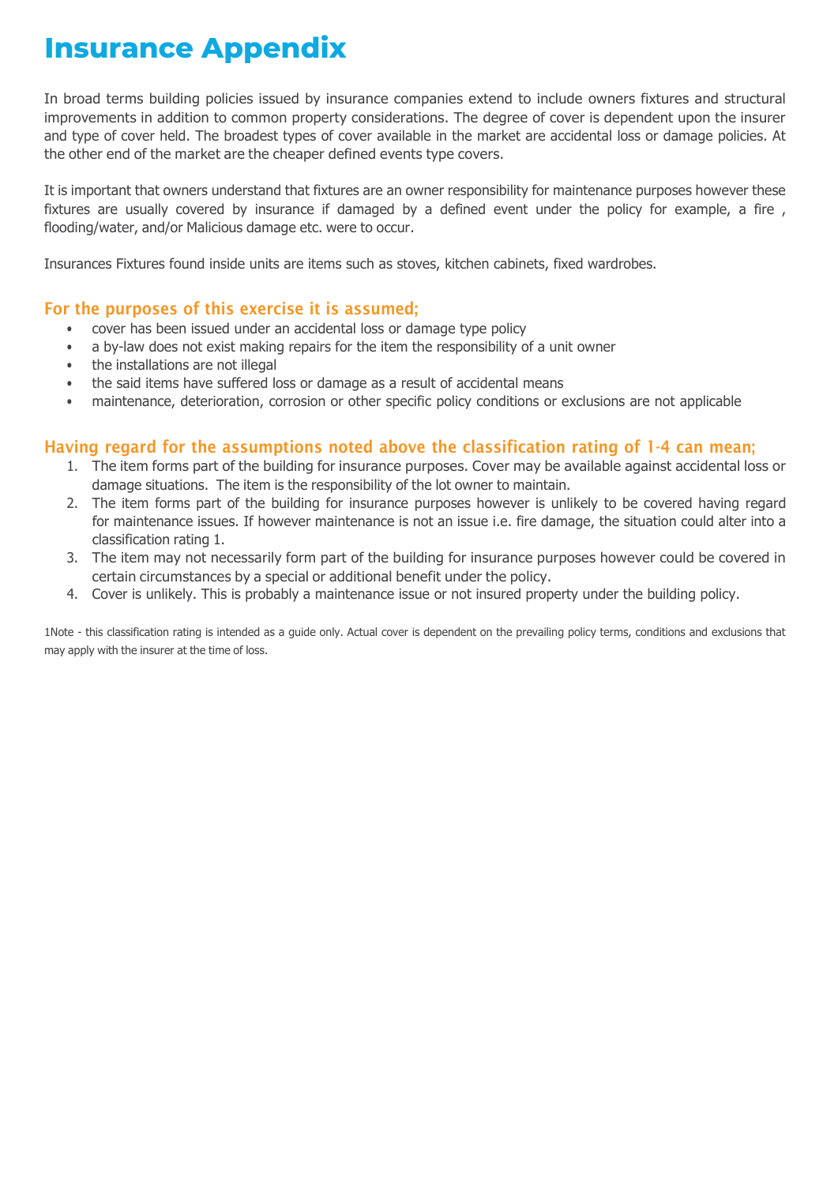# Insurance Appendix

In broad terms building policies issued by insurance companies extend to include owners fixtures and structural improvements in addition to common property considerations. The degree of cover is dependent upon the insurer and type of cover held. The broadest types of cover available in the market are accidental loss or damage policies. At the other end of the market are the cheaper defined events type covers.

It is important that owners understand that fixtures are an owner responsibility for maintenance purposes however these fixtures are usually covered by insurance if damaged by a defined event under the policy for example, a fire , flooding/water, and/or Malicious damage etc. were to occur.

Insurances Fixtures found inside units are items such as stoves, kitchen cabinets, fixed wardrobes.

## For the purposes of this exercise it is assumed;

- cover has been issued under an accidental loss or damage type policy
- a by-law does not exist making repairs for the item the responsibility of a unit owner
- the installations are not illegal
- the said items have suffered loss or damage as a result of accidental means
- maintenance, deterioration, corrosion or other specific policy conditions or exclusions are not applicable

## Having regard for the assumptions noted above the classification rating of 1-4 can mean;

1. The item forms part of the building for insurance purposes. Cover may be available against accidental loss or damage situations. The item is the responsibility of the lot owner to maintain.
2. The item forms part of the building for insurance purposes however is unlikely to be covered having regard for maintenance issues. If however maintenance is not an issue i.e. fire damage, the situation could alter into a classification rating 1.
3. The item may not necessarily form part of the building for insurance purposes however could be covered in certain circumstances by a special or additional benefit under the policy.
4. Cover is unlikely. This is probably a maintenance issue or not insured property under the building policy.

1Note - this classification rating is intended as a guide only. Actual cover is dependent on the prevailing policy terms, conditions and exclusions that may apply with the insurer at the time of loss.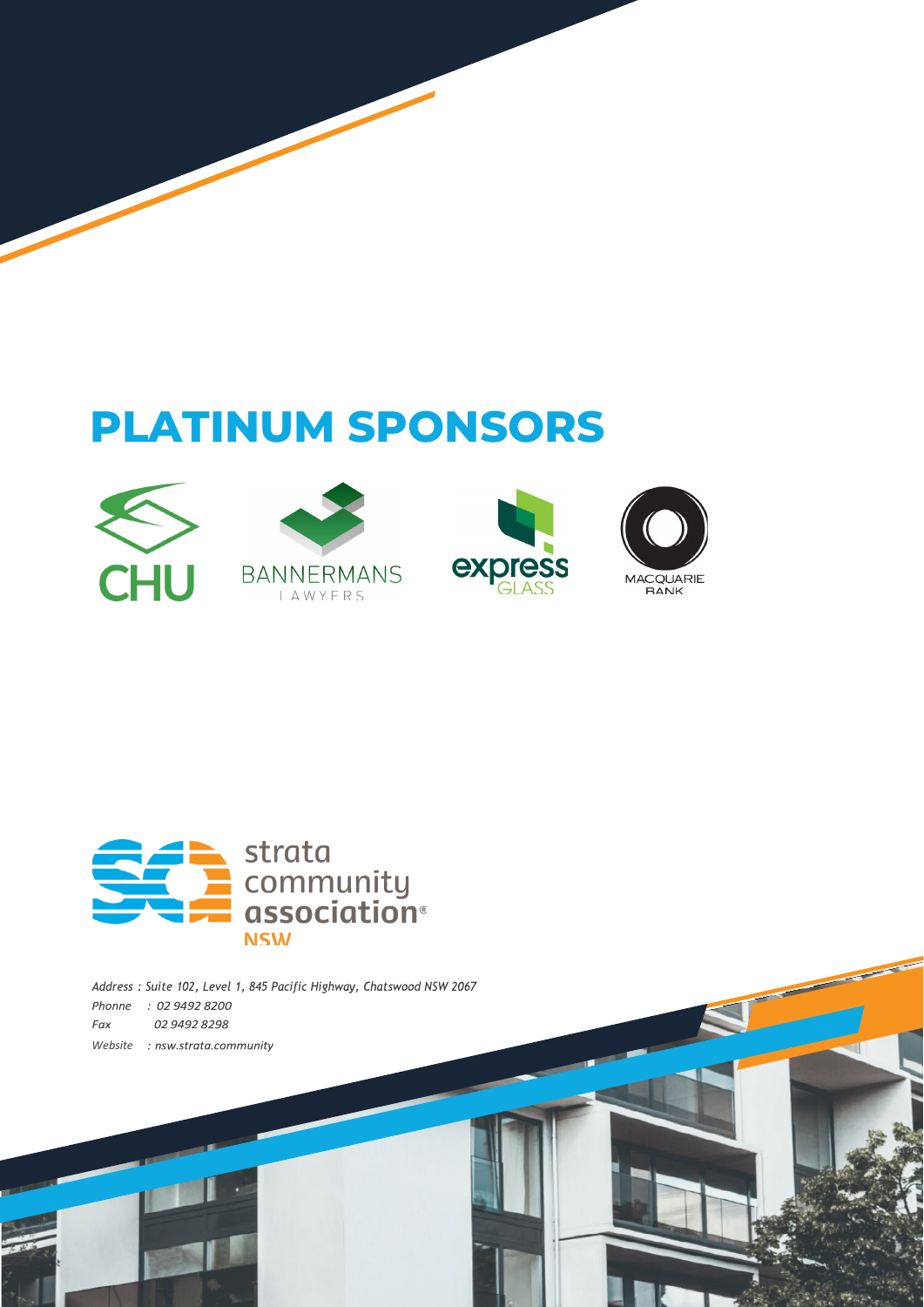# PLATINUM SPONSORS

CHU

BANNERMANS LAWYERS

express GLASS

MACQUARIE BANK

strata community association® NSW

*Address : Suite 102, Level 1, 845 Pacific Highway, Chatswood NSW 2067*
*Phonne : 02 9492 8200*
*Fax 02 9492 8298*
*Website : nsw.strata.community*